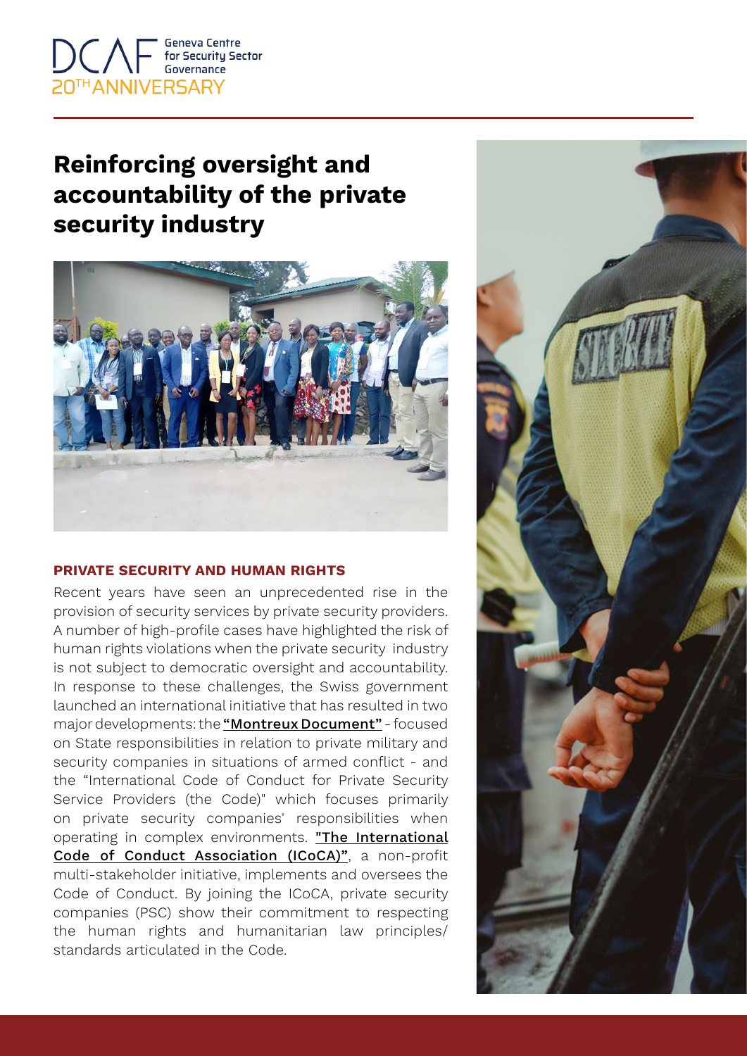DCAF Geneva Centre for Security Sector Governance
20TH ANNIVERSARY

# Reinforcing oversight and accountability of the private security industry

## PRIVATE SECURITY AND HUMAN RIGHTS

Recent years have seen an unprecedented rise in the provision of security services by private security providers. A number of high-profile cases have highlighted the risk of human rights violations when the private security industry is not subject to democratic oversight and accountability. In response to these challenges, the Swiss government launched an international initiative that has resulted in two major developments: the **"Montreux Document"** - focused on State responsibilities in relation to private military and security companies in situations of armed conflict - and the "International Code of Conduct for Private Security Service Providers (the Code)" which focuses primarily on private security companies' responsibilities when operating in complex environments. **"The International Code of Conduct Association (ICoCA)"**, a non-profit multi-stakeholder initiative, implements and oversees the Code of Conduct. By joining the ICoCA, private security companies (PSC) show their commitment to respecting the human rights and humanitarian law principles/ standards articulated in the Code.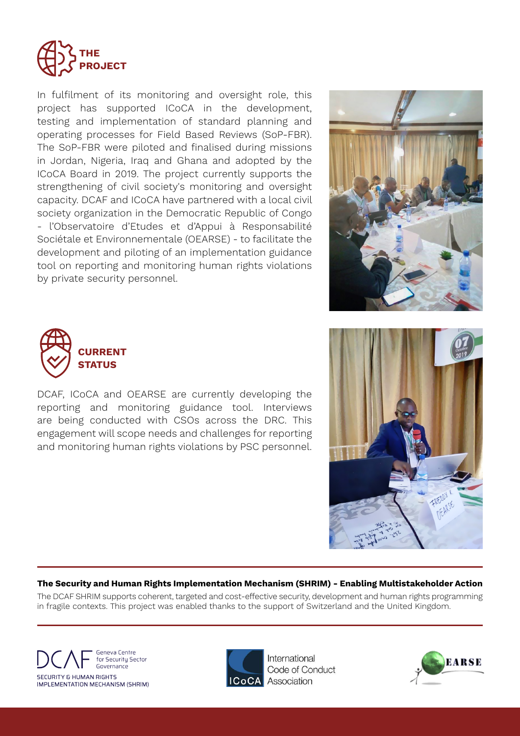## THE PROJECT

In fulfilment of its monitoring and oversight role, this project has supported ICoCA in the development, testing and implementation of standard planning and operating processes for Field Based Reviews (SoP-FBR). The SoP-FBR were piloted and finalised during missions in Jordan, Nigeria, Iraq and Ghana and adopted by the ICoCA Board in 2019. The project currently supports the strengthening of civil society's monitoring and oversight capacity. DCAF and ICoCA have partnered with a local civil society organization in the Democratic Republic of Congo - l'Observatoire d'Etudes et d'Appui à Responsabilité Sociétale et Environnementale (OEARSE) - to facilitate the development and piloting of an implementation guidance tool on reporting and monitoring human rights violations by private security personnel.

## CURRENT STATUS

DCAF, ICoCA and OEARSE are currently developing the reporting and monitoring guidance tool. Interviews are being conducted with CSOs across the DRC. This engagement will scope needs and challenges for reporting and monitoring human rights violations by PSC personnel.

---

**The Security and Human Rights Implementation Mechanism (SHRIM) - Enabling Multistakeholder Action**

The DCAF SHRIM supports coherent, targeted and cost-effective security, development and human rights programming in fragile contexts. This project was enabled thanks to the support of Switzerland and the United Kingdom.

---

DCAF Geneva Centre for Security Sector Governance
SECURITY & HUMAN RIGHTS IMPLEMENTATION MECHANISM (SHRIM)

ICoCA International Code of Conduct Association

EARSE